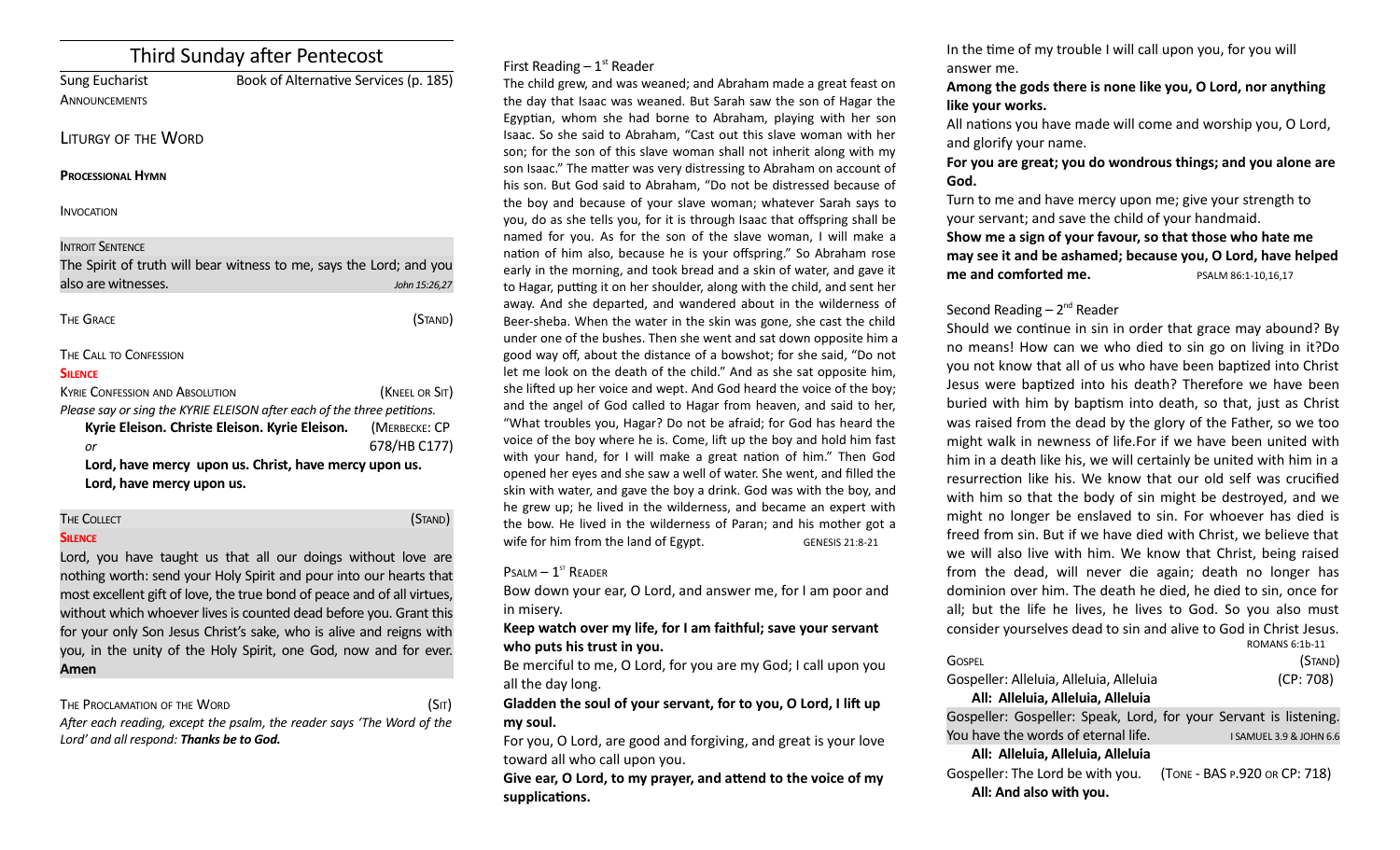# Third Sunday after Pentecost

Sung Eucharist — Book of Alternative Services (p. 185)

ANNOUNCEMENTS

## LITURGY OF THE WORD

**PROCESSIONAL HYMN**

INVOCATION

INTROIT SENTENCE

The Spirit of truth will bear witness to me, says the Lord; and you also are witnesses. *John 15:26,27*

THE GRACE (STAND)

THE CALL TO CONFESSION

**SILENCE**

KYRIE CONFESSION AND ABSOLUTION (KNEEL OR SIT)

*Please say or sing the KYRIE ELEISON after each of the three petitions.*

**Kyrie Eleison. Christe Eleison. Kyrie Eleison.** (MERBECKE: CP

*or* 678/HB C177)

**Lord, have mercy upon us. Christ, have mercy upon us. Lord, have mercy upon us.**

THE COLLECT (STAND)

**SILENCE**

Lord, you have taught us that all our doings without love are nothing worth: send your Holy Spirit and pour into our hearts that most excellent gift of love, the true bond of peace and of all virtues, without which whoever lives is counted dead before you. Grant this for your only Son Jesus Christ's sake, who is alive and reigns with you, in the unity of the Holy Spirit, one God, now and for ever. **Amen**

THE PROCLAMATION OF THE WORD (SIT)

*After each reading, except the psalm, the reader says 'The Word of the Lord' and all respond: **Thanks be to God.***

First Reading – 1st Reader

The child grew, and was weaned; and Abraham made a great feast on the day that Isaac was weaned. But Sarah saw the son of Hagar the Egyptian, whom she had borne to Abraham, playing with her son Isaac. So she said to Abraham, "Cast out this slave woman with her son; for the son of this slave woman shall not inherit along with my son Isaac." The matter was very distressing to Abraham on account of his son. But God said to Abraham, "Do not be distressed because of the boy and because of your slave woman; whatever Sarah says to you, do as she tells you, for it is through Isaac that offspring shall be named for you. As for the son of the slave woman, I will make a nation of him also, because he is your offspring." So Abraham rose early in the morning, and took bread and a skin of water, and gave it to Hagar, putting it on her shoulder, along with the child, and sent her away. And she departed, and wandered about in the wilderness of Beer-sheba. When the water in the skin was gone, she cast the child under one of the bushes. Then she went and sat down opposite him a good way off, about the distance of a bowshot; for she said, "Do not let me look on the death of the child." And as she sat opposite him, she lifted up her voice and wept. And God heard the voice of the boy; and the angel of God called to Hagar from heaven, and said to her, "What troubles you, Hagar? Do not be afraid; for God has heard the voice of the boy where he is. Come, lift up the boy and hold him fast with your hand, for I will make a great nation of him." Then God opened her eyes and she saw a well of water. She went, and filled the skin with water, and gave the boy a drink. God was with the boy, and he grew up; he lived in the wilderness, and became an expert with the bow. He lived in the wilderness of Paran; and his mother got a wife for him from the land of Egypt. GENESIS 21:8-21

PSALM – 1st READER

Bow down your ear, O Lord, and answer me, for I am poor and in misery.

**Keep watch over my life, for I am faithful; save your servant who puts his trust in you.**

Be merciful to me, O Lord, for you are my God; I call upon you all the day long.

**Gladden the soul of your servant, for to you, O Lord, I lift up my soul.**

For you, O Lord, are good and forgiving, and great is your love toward all who call upon you.

**Give ear, O Lord, to my prayer, and attend to the voice of my supplications.**

In the time of my trouble I will call upon you, for you will answer me.

**Among the gods there is none like you, O Lord, nor anything like your works.**

All nations you have made will come and worship you, O Lord, and glorify your name.

**For you are great; you do wondrous things; and you alone are God.**

Turn to me and have mercy upon me; give your strength to your servant; and save the child of your handmaid.

**Show me a sign of your favour, so that those who hate me may see it and be ashamed; because you, O Lord, have helped me and comforted me.** PSALM 86:1-10,16,17

Second Reading – 2nd Reader

Should we continue in sin in order that grace may abound? By no means! How can we who died to sin go on living in it?Do you not know that all of us who have been baptized into Christ Jesus were baptized into his death? Therefore we have been buried with him by baptism into death, so that, just as Christ was raised from the dead by the glory of the Father, so we too might walk in newness of life.For if we have been united with him in a death like his, we will certainly be united with him in a resurrection like his. We know that our old self was crucified with him so that the body of sin might be destroyed, and we might no longer be enslaved to sin. For whoever has died is freed from sin. But if we have died with Christ, we believe that we will also live with him. We know that Christ, being raised from the dead, will never die again; death no longer has dominion over him. The death he died, he died to sin, once for all; but the life he lives, he lives to God. So you also must consider yourselves dead to sin and alive to God in Christ Jesus. ROMANS 6:1b-11

GOSPEL (STAND)

Gospeller: Alleluia, Alleluia, Alleluia (CP: 708)

**All: Alleluia, Alleluia, Alleluia**

Gospeller: Gospeller: Speak, Lord, for your Servant is listening. You have the words of eternal life. I SAMUEL 3.9 & JOHN 6.6

**All: Alleluia, Alleluia, Alleluia**

Gospeller: The Lord be with you. (TONE - BAS P.920 OR CP: 718)

**All: And also with you.**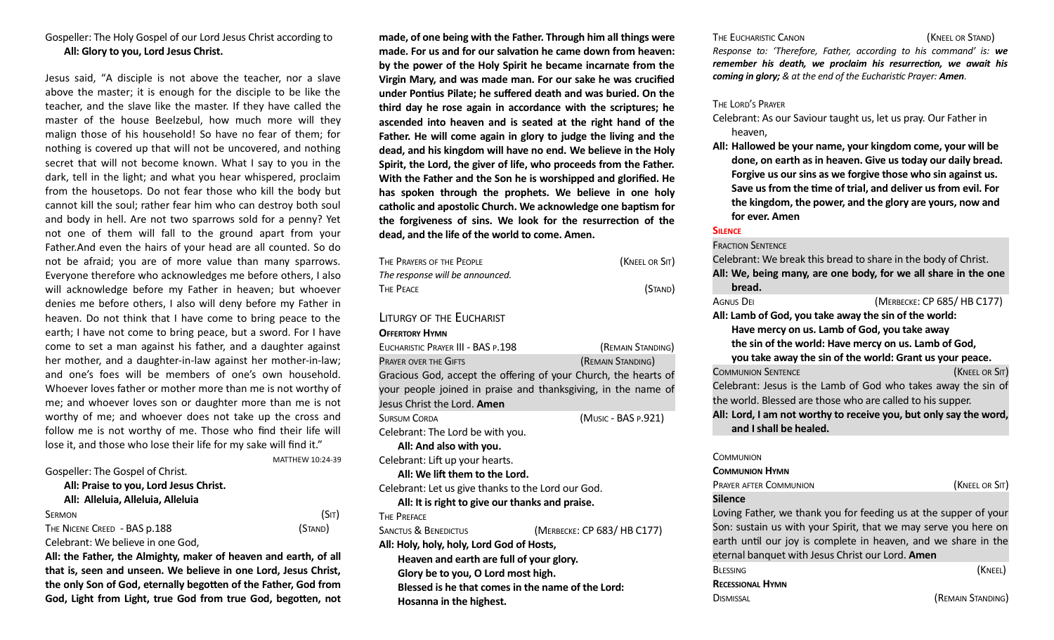Gospeller: The Holy Gospel of our Lord Jesus Christ according to
**All: Glory to you, Lord Jesus Christ.**

Jesus said, "A disciple is not above the teacher, nor a slave above the master; it is enough for the disciple to be like the teacher, and the slave like the master. If they have called the master of the house Beelzebul, how much more will they malign those of his household! So have no fear of them; for nothing is covered up that will not be uncovered, and nothing secret that will not become known. What I say to you in the dark, tell in the light; and what you hear whispered, proclaim from the housetops. Do not fear those who kill the body but cannot kill the soul; rather fear him who can destroy both soul and body in hell. Are not two sparrows sold for a penny? Yet not one of them will fall to the ground apart from your Father.And even the hairs of your head are all counted. So do not be afraid; you are of more value than many sparrows. Everyone therefore who acknowledges me before others, I also will acknowledge before my Father in heaven; but whoever denies me before others, I also will deny before my Father in heaven. Do not think that I have come to bring peace to the earth; I have not come to bring peace, but a sword. For I have come to set a man against his father, and a daughter against her mother, and a daughter-in-law against her mother-in-law; and one's foes will be members of one's own household. Whoever loves father or mother more than me is not worthy of me; and whoever loves son or daughter more than me is not worthy of me; and whoever does not take up the cross and follow me is not worthy of me. Those who find their life will lose it, and those who lose their life for my sake will find it."

MATTHEW 10:24-39

Gospeller: The Gospel of Christ.
**All: Praise to you, Lord Jesus Christ.**
**All: Alleluia, Alleluia, Alleluia**

SERMON (SIT)

THE NICENE CREED - BAS p.188 (STAND)

Celebrant: We believe in one God,

**All: the Father, the Almighty, maker of heaven and earth, of all that is, seen and unseen. We believe in one Lord, Jesus Christ, the only Son of God, eternally begotten of the Father, God from God, Light from Light, true God from true God, begotten, not made, of one being with the Father. Through him all things were made. For us and for our salvation he came down from heaven: by the power of the Holy Spirit he became incarnate from the Virgin Mary, and was made man. For our sake he was crucified under Pontius Pilate; he suffered death and was buried. On the third day he rose again in accordance with the scriptures; he ascended into heaven and is seated at the right hand of the Father. He will come again in glory to judge the living and the dead, and his kingdom will have no end. We believe in the Holy Spirit, the Lord, the giver of life, who proceeds from the Father. With the Father and the Son he is worshipped and glorified. He has spoken through the prophets. We believe in one holy catholic and apostolic Church. We acknowledge one baptism for the forgiveness of sins. We look for the resurrection of the dead, and the life of the world to come. Amen.**

THE PRAYERS OF THE PEOPLE (KNEEL OR SIT)
*The response will be announced.*

THE PEACE (STAND)

## LITURGY OF THE EUCHARIST

**OFFERTORY HYMN**

EUCHARISTIC PRAYER III - BAS P.198 (REMAIN STANDING)

PRAYER OVER THE GIFTS (REMAIN STANDING)

Gracious God, accept the offering of your Church, the hearts of your people joined in praise and thanksgiving, in the name of Jesus Christ the Lord. **Amen**

SURSUM CORDA (MUSIC - BAS P.921)

Celebrant: The Lord be with you.
**All: And also with you.**
Celebrant: Lift up your hearts.
**All: We lift them to the Lord.**
Celebrant: Let us give thanks to the Lord our God.
**All: It is right to give our thanks and praise.**

THE PREFACE

SANCTUS & BENEDICTUS (MERBECKE: CP 683/ HB C177)

**All: Holy, holy, holy, Lord God of Hosts,**
**Heaven and earth are full of your glory.**
**Glory be to you, O Lord most high.**
**Blessed is he that comes in the name of the Lord:**
**Hosanna in the highest.**

THE EUCHARISTIC CANON (KNEEL OR STAND)

*Response to: 'Therefore, Father, according to his command' is:* ***we remember his death, we proclaim his resurrection, we await his coming in glory;*** *& at the end of the Eucharistic Prayer:* ***Amen****.*

THE LORD'S PRAYER

Celebrant: As our Saviour taught us, let us pray. Our Father in heaven,

**All: Hallowed be your name, your kingdom come, your will be done, on earth as in heaven. Give us today our daily bread. Forgive us our sins as we forgive those who sin against us. Save us from the time of trial, and deliver us from evil. For the kingdom, the power, and the glory are yours, now and for ever. Amen**

**SILENCE**

FRACTION SENTENCE

Celebrant: We break this bread to share in the body of Christ.
**All: We, being many, are one body, for we all share in the one bread.**

AGNUS DEI (MERBECKE: CP 685/ HB C177)

**All: Lamb of God, you take away the sin of the world:**
**Have mercy on us. Lamb of God, you take away**
**the sin of the world: Have mercy on us. Lamb of God,**
**you take away the sin of the world: Grant us your peace.**

COMMUNION SENTENCE (KNEEL OR SIT)

Celebrant: Jesus is the Lamb of God who takes away the sin of the world. Blessed are those who are called to his supper.
**All: Lord, I am not worthy to receive you, but only say the word, and I shall be healed.**

COMMUNION

**COMMUNION HYMN**

PRAYER AFTER COMMUNION (KNEEL OR SIT)

**Silence**

Loving Father, we thank you for feeding us at the supper of your Son: sustain us with your Spirit, that we may serve you here on earth until our joy is complete in heaven, and we share in the eternal banquet with Jesus Christ our Lord. **Amen**

BLESSING (KNEEL)

**RECESSIONAL HYMN**

DISMISSAL (REMAIN STANDING)